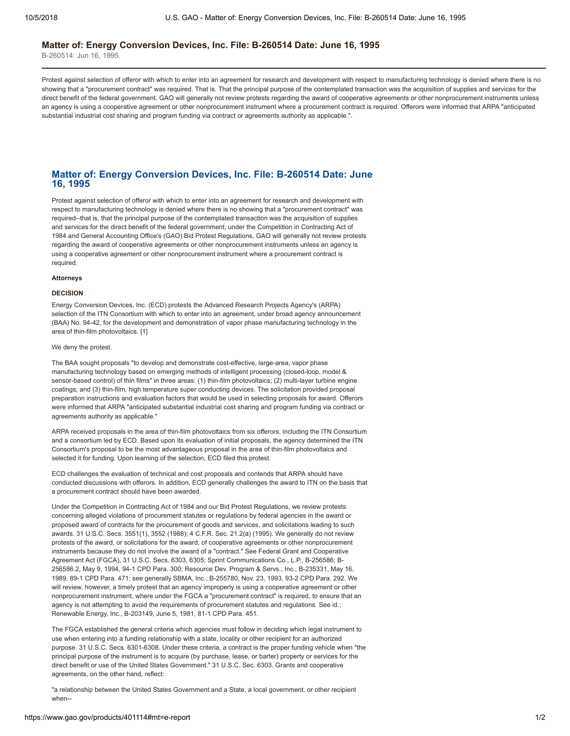# Matter of: Energy Conversion Devices, Inc. File: B-260514 Date: June 16, 1995

B-260514: Jun 16, 1995

Protest against selection of offeror with which to enter into an agreement for research and development with respect to manufacturing technology is denied where there is no showing that a "procurement contract" was required. That is. That the principal purpose of the contemplated transaction was the acquisition of supplies and services for the direct benefit of the federal government. GAO will generally not review protests regarding the award of cooperative agreements or other nonprocurement instruments unless an agency is using a cooperative agreement or other nonprocurement instrument where a procurement contract is required. Offerors were informed that ARPA "anticipated substantial industrial cost sharing and program funding via contract or agreements authority as applicable.".

## Matter of: Energy Conversion Devices, Inc. File: B-260514 Date: June 16, 1995

Protest against selection of offeror with which to enter into an agreement for research and development with respect to manufacturing technology is denied where there is no showing that a "procurement contract" was required--that is, that the principal purpose of the contemplated transaction was the acquisition of supplies and services for the direct benefit of the federal government; under the Competition in Contracting Act of 1984 and General Accounting Office's (GAO) Bid Protest Regulations, GAO will generally not review protests regarding the award of cooperative agreements or other nonprocurement instruments unless an agency is using a cooperative agreement or other nonprocurement instrument where a procurement contract is required.

**Attorneys**

**DECISION**

Energy Conversion Devices, Inc. (ECD) protests the Advanced Research Projects Agency's (ARPA) selection of the ITN Consortium with which to enter into an agreement, under broad agency announcement (BAA) No. 94-42, for the development and demonstration of vapor phase manufacturing technology in the area of thin-film photovoltaics. [1]

We deny the protest.

The BAA sought proposals "to develop and demonstrate cost-effective, large-area, vapor phase manufacturing technology based on emerging methods of intelligent processing (closed-loop, model & sensor-based control) of thin films" in three areas: (1) thin-film photovoltaics; (2) multi-layer turbine engine coatings; and (3) thin-film, high temperature super conducting devices. The solicitation provided proposal preparation instructions and evaluation factors that would be used in selecting proposals for award. Offerors were informed that ARPA "anticipated substantial industrial cost sharing and program funding via contract or agreements authority as applicable."

ARPA received proposals in the area of thin-film photovoltaics from six offerors, including the ITN Consortium and a consortium led by ECD. Based upon its evaluation of initial proposals, the agency determined the ITN Consortium's proposal to be the most advantageous proposal in the area of thin-film photovoltaics and selected it for funding. Upon learning of the selection, ECD filed this protest.

ECD challenges the evaluation of technical and cost proposals and contends that ARPA should have conducted discussions with offerors. In addition, ECD generally challenges the award to ITN on the basis that a procurement contract should have been awarded.

Under the Competition in Contracting Act of 1984 and our Bid Protest Regulations, we review protests concerning alleged violations of procurement statutes or regulations by federal agencies in the award or proposed award of contracts for the procurement of goods and services, and solicitations leading to such awards. 31 U.S.C. Secs. 3551(1), 3552 (1988); 4 C.F.R. Sec. 21.2(a) (1995). We generally do not review protests of the award, or solicitations for the award, of cooperative agreements or other nonprocurement instruments because they do not involve the award of a "contract." See Federal Grant and Cooperative Agreement Act (FGCA), 31 U.S.C. Secs. 6303, 6305; Sprint Communications Co., L.P., B-256586; B-256586.2, May 9, 1994, 94-1 CPD Para. 300; Resource Dev. Program & Servs., Inc., B-235331, May 16, 1989, 89-1 CPD Para. 471; see generally SBMA, Inc., B-255780, Nov. 23, 1993, 93-2 CPD Para. 292. We will review, however, a timely protest that an agency improperly is using a cooperative agreement or other nonprocurement instrument, where under the FGCA a "procurement contract" is required, to ensure that an agency is not attempting to avoid the requirements of procurement statutes and regulations. See id.; Renewable Energy, Inc., B-203149, June 5, 1981, 81-1 CPD Para. 451.

The FGCA established the general criteria which agencies must follow in deciding which legal instrument to use when entering into a funding relationship with a state, locality or other recipient for an authorized purpose. 31 U.S.C. Secs. 6301-6308. Under these criteria, a contract is the proper funding vehicle when "the principal purpose of the instrument is to acquire (by purchase, lease, or barter) property or services for the direct benefit or use of the United States Government." 31 U.S.C. Sec. 6303. Grants and cooperative agreements, on the other hand, reflect:

"a relationship between the United States Government and a State, a local government, or other recipient when--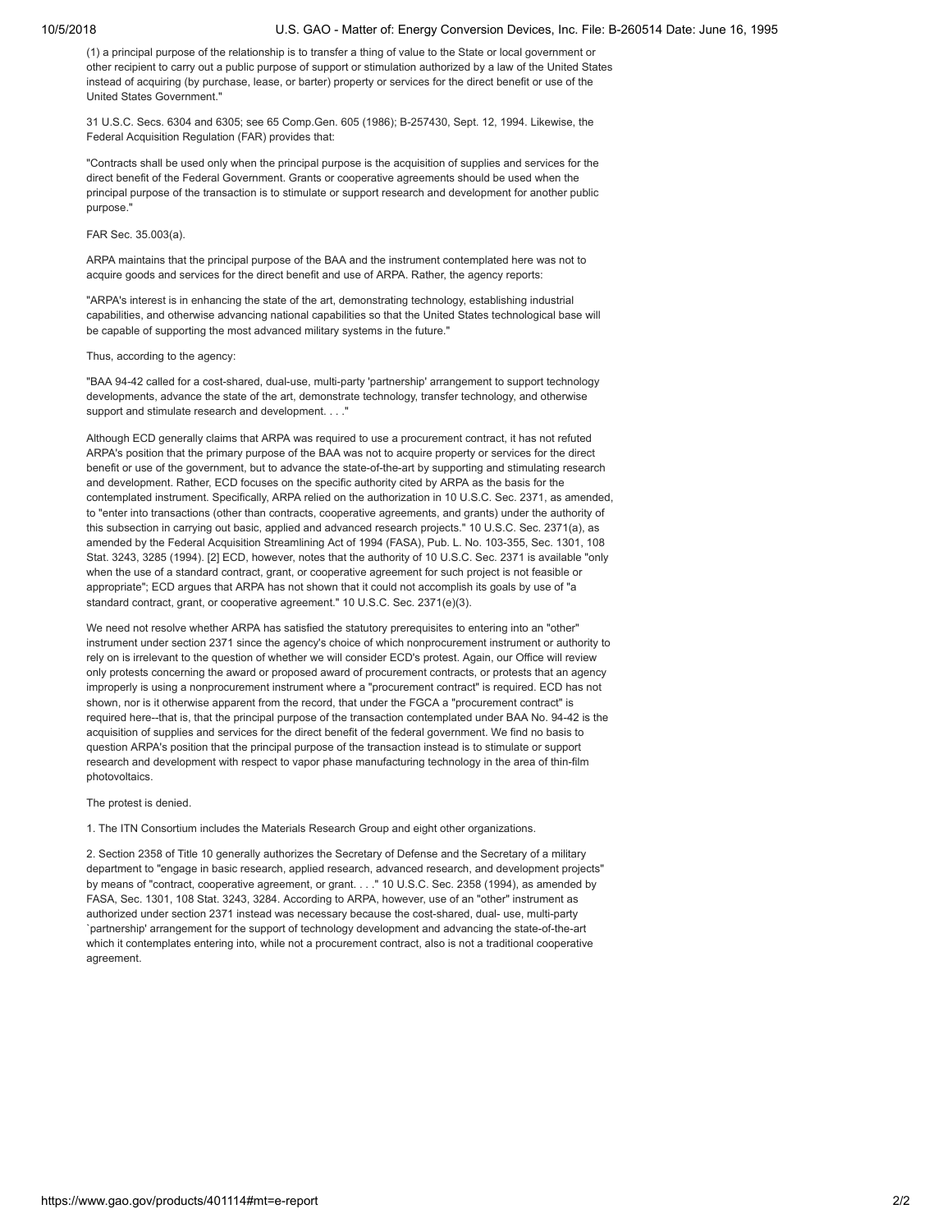(1) a principal purpose of the relationship is to transfer a thing of value to the State or local government or other recipient to carry out a public purpose of support or stimulation authorized by a law of the United States instead of acquiring (by purchase, lease, or barter) property or services for the direct benefit or use of the United States Government."

31 U.S.C. Secs. 6304 and 6305; see 65 Comp.Gen. 605 (1986); B-257430, Sept. 12, 1994. Likewise, the Federal Acquisition Regulation (FAR) provides that:

"Contracts shall be used only when the principal purpose is the acquisition of supplies and services for the direct benefit of the Federal Government. Grants or cooperative agreements should be used when the principal purpose of the transaction is to stimulate or support research and development for another public purpose."

FAR Sec. 35.003(a).

ARPA maintains that the principal purpose of the BAA and the instrument contemplated here was not to acquire goods and services for the direct benefit and use of ARPA. Rather, the agency reports:

"ARPA's interest is in enhancing the state of the art, demonstrating technology, establishing industrial capabilities, and otherwise advancing national capabilities so that the United States technological base will be capable of supporting the most advanced military systems in the future."

Thus, according to the agency:

"BAA 94-42 called for a cost-shared, dual-use, multi-party 'partnership' arrangement to support technology developments, advance the state of the art, demonstrate technology, transfer technology, and otherwise support and stimulate research and development. . . ."

Although ECD generally claims that ARPA was required to use a procurement contract, it has not refuted ARPA's position that the primary purpose of the BAA was not to acquire property or services for the direct benefit or use of the government, but to advance the state-of-the-art by supporting and stimulating research and development. Rather, ECD focuses on the specific authority cited by ARPA as the basis for the contemplated instrument. Specifically, ARPA relied on the authorization in 10 U.S.C. Sec. 2371, as amended, to "enter into transactions (other than contracts, cooperative agreements, and grants) under the authority of this subsection in carrying out basic, applied and advanced research projects." 10 U.S.C. Sec. 2371(a), as amended by the Federal Acquisition Streamlining Act of 1994 (FASA), Pub. L. No. 103-355, Sec. 1301, 108 Stat. 3243, 3285 (1994). [2] ECD, however, notes that the authority of 10 U.S.C. Sec. 2371 is available "only when the use of a standard contract, grant, or cooperative agreement for such project is not feasible or appropriate"; ECD argues that ARPA has not shown that it could not accomplish its goals by use of "a standard contract, grant, or cooperative agreement." 10 U.S.C. Sec. 2371(e)(3).

We need not resolve whether ARPA has satisfied the statutory prerequisites to entering into an "other" instrument under section 2371 since the agency's choice of which nonprocurement instrument or authority to rely on is irrelevant to the question of whether we will consider ECD's protest. Again, our Office will review only protests concerning the award or proposed award of procurement contracts, or protests that an agency improperly is using a nonprocurement instrument where a "procurement contract" is required. ECD has not shown, nor is it otherwise apparent from the record, that under the FGCA a "procurement contract" is required here--that is, that the principal purpose of the transaction contemplated under BAA No. 94-42 is the acquisition of supplies and services for the direct benefit of the federal government. We find no basis to question ARPA's position that the principal purpose of the transaction instead is to stimulate or support research and development with respect to vapor phase manufacturing technology in the area of thin-film photovoltaics.

The protest is denied.

1. The ITN Consortium includes the Materials Research Group and eight other organizations.

2. Section 2358 of Title 10 generally authorizes the Secretary of Defense and the Secretary of a military department to "engage in basic research, applied research, advanced research, and development projects" by means of "contract, cooperative agreement, or grant. . . ." 10 U.S.C. Sec. 2358 (1994), as amended by FASA, Sec. 1301, 108 Stat. 3243, 3284. According to ARPA, however, use of an "other" instrument as authorized under section 2371 instead was necessary because the cost-shared, dual- use, multi-party `partnership' arrangement for the support of technology development and advancing the state-of-the-art which it contemplates entering into, while not a procurement contract, also is not a traditional cooperative agreement.